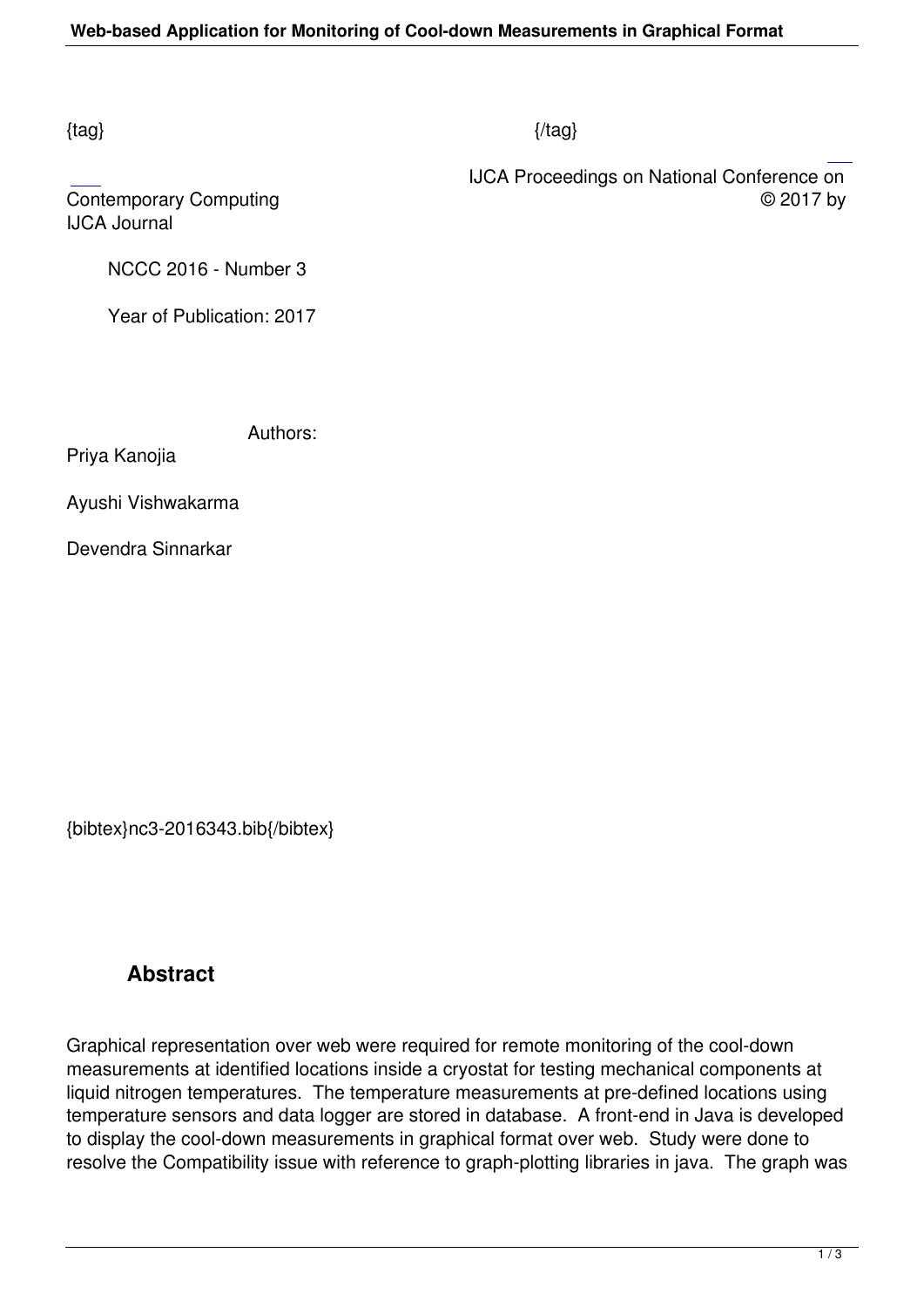{tag} {/tag}

IJCA Proceedings on National Conference on Contemporary Computing © 2017 by IJCA Journal

NCCC 2016 - Number 3

Year of Publication: 2017

Authors:

Priya Kanojia

Ayushi Vishwakarma

Devendra Sinnarkar

{bibtex}nc3-2016343.bib{/bibtex}

## Abstract

Graphical representation over web were required for remote monitoring of the cool-down measurements at identified locations inside a cryostat for testing mechanical components at liquid nitrogen temperatures. The temperature measurements at pre-defined locations using temperature sensors and data logger are stored in database. A front-end in Java is developed to display the cool-down measurements in graphical format over web. Study were done to resolve the Compatibility issue with reference to graph-plotting libraries in java. The graph was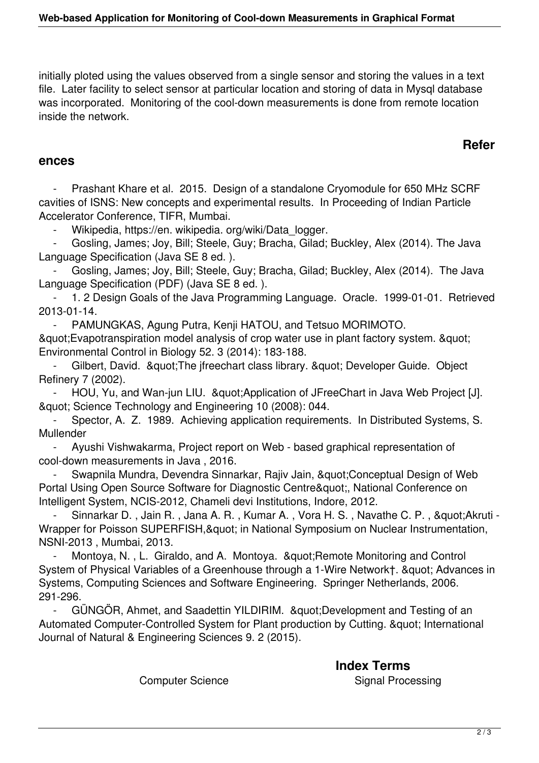initially ploted using the values observed from a single sensor and storing the values in a text file. Later facility to select sensor at particular location and storing of data in Mysql database was incorporated. Monitoring of the cool-down measurements is done from remote location inside the network.

## References

- Prashant Khare et al. 2015. Design of a standalone Cryomodule for 650 MHz SCRF cavities of ISNS: New concepts and experimental results. In Proceeding of Indian Particle Accelerator Conference, TIFR, Mumbai.
- Wikipedia, https://en. wikipedia. org/wiki/Data_logger.
- Gosling, James; Joy, Bill; Steele, Guy; Bracha, Gilad; Buckley, Alex (2014). The Java Language Specification (Java SE 8 ed. ).
- Gosling, James; Joy, Bill; Steele, Guy; Bracha, Gilad; Buckley, Alex (2014). The Java Language Specification (PDF) (Java SE 8 ed. ).
- 1. 2 Design Goals of the Java Programming Language. Oracle. 1999-01-01. Retrieved 2013-01-14.
- PAMUNGKAS, Agung Putra, Kenji HATOU, and Tetsuo MORIMOTO. &quot;Evapotranspiration model analysis of crop water use in plant factory system. &quot; Environmental Control in Biology 52. 3 (2014): 183-188.
- Gilbert, David. &quot;The jfreechart class library. &quot; Developer Guide. Object Refinery 7 (2002).
- HOU, Yu, and Wan-jun LIU. &quot;Application of JFreeChart in Java Web Project [J]. &quot; Science Technology and Engineering 10 (2008): 044.
- Spector, A. Z. 1989. Achieving application requirements. In Distributed Systems, S. Mullender
- Ayushi Vishwakarma, Project report on Web - based graphical representation of cool-down measurements in Java , 2016.
- Swapnila Mundra, Devendra Sinnarkar, Rajiv Jain, &quot;Conceptual Design of Web Portal Using Open Source Software for Diagnostic Centre&quot;, National Conference on Intelligent System, NCIS-2012, Chameli devi Institutions, Indore, 2012.
- Sinnarkar D. , Jain R. , Jana A. R. , Kumar A. , Vora H. S. , Navathe C. P. , &quot;Akruti - Wrapper for Poisson SUPERFISH,&quot; in National Symposium on Nuclear Instrumentation, NSNI-2013 , Mumbai, 2013.
- Montoya, N. , L. Giraldo, and A. Montoya. &quot;Remote Monitoring and Control System of Physical Variables of a Greenhouse through a 1-Wire Network†. &quot; Advances in Systems, Computing Sciences and Software Engineering. Springer Netherlands, 2006. 291-296.
- GÜNGÖR, Ahmet, and Saadettin YILDIRIM. &quot;Development and Testing of an Automated Computer-Controlled System for Plant production by Cutting. &quot; International Journal of Natural & Engineering Sciences 9. 2 (2015).

## Index Terms

Computer Science

Signal Processing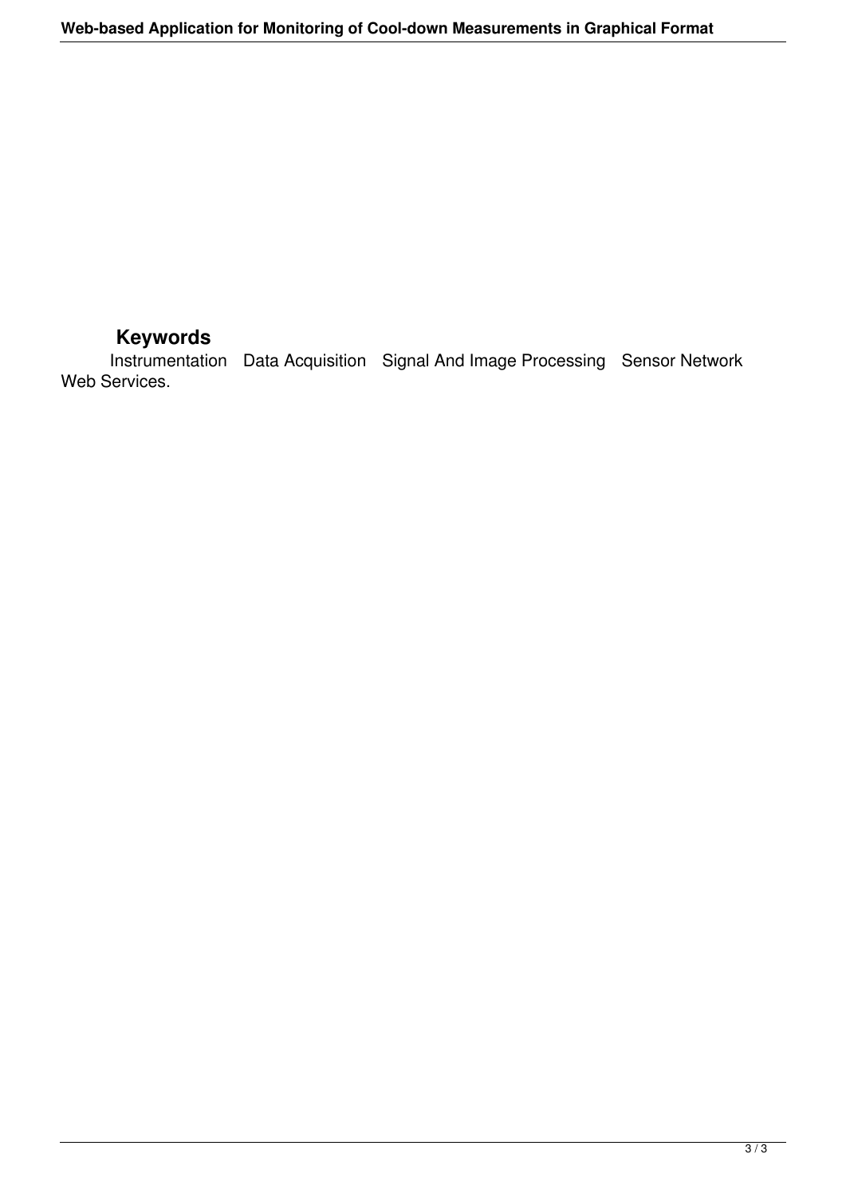## Keywords

Instrumentation   Data Acquisition   Signal And Image Processing   Sensor Network   Web Services.